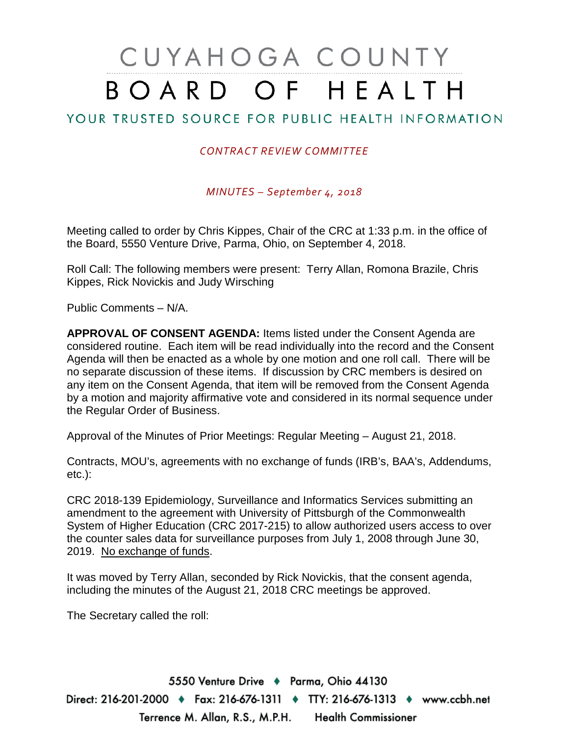# CUYAHOGA COUNTY BOARD OF HEALTH

YOUR TRUSTED SOURCE FOR PUBLIC HEALTH INFORMATION

*CONTRACT REVIEW COMMITTEE*

*MINUTES – September 4, 2018*

Meeting called to order by Chris Kippes, Chair of the CRC at 1:33 p.m. in the office of the Board, 5550 Venture Drive, Parma, Ohio, on September 4, 2018.

Roll Call: The following members were present: Terry Allan, Romona Brazile, Chris Kippes, Rick Novickis and Judy Wirsching

Public Comments – N/A.

**APPROVAL OF CONSENT AGENDA:** Items listed under the Consent Agenda are considered routine. Each item will be read individually into the record and the Consent Agenda will then be enacted as a whole by one motion and one roll call. There will be no separate discussion of these items. If discussion by CRC members is desired on any item on the Consent Agenda, that item will be removed from the Consent Agenda by a motion and majority affirmative vote and considered in its normal sequence under the Regular Order of Business.

Approval of the Minutes of Prior Meetings: Regular Meeting – August 21, 2018.

Contracts, MOU's, agreements with no exchange of funds (IRB's, BAA's, Addendums, etc.):

CRC 2018-139 Epidemiology, Surveillance and Informatics Services submitting an amendment to the agreement with University of Pittsburgh of the Commonwealth System of Higher Education (CRC 2017-215) to allow authorized users access to over the counter sales data for surveillance purposes from July 1, 2008 through June 30, 2019. <u>No exchange of funds</u>.

It was moved by Terry Allan, seconded by Rick Novickis, that the consent agenda, including the minutes of the August 21, 2018 CRC meetings be approved.

The Secretary called the roll: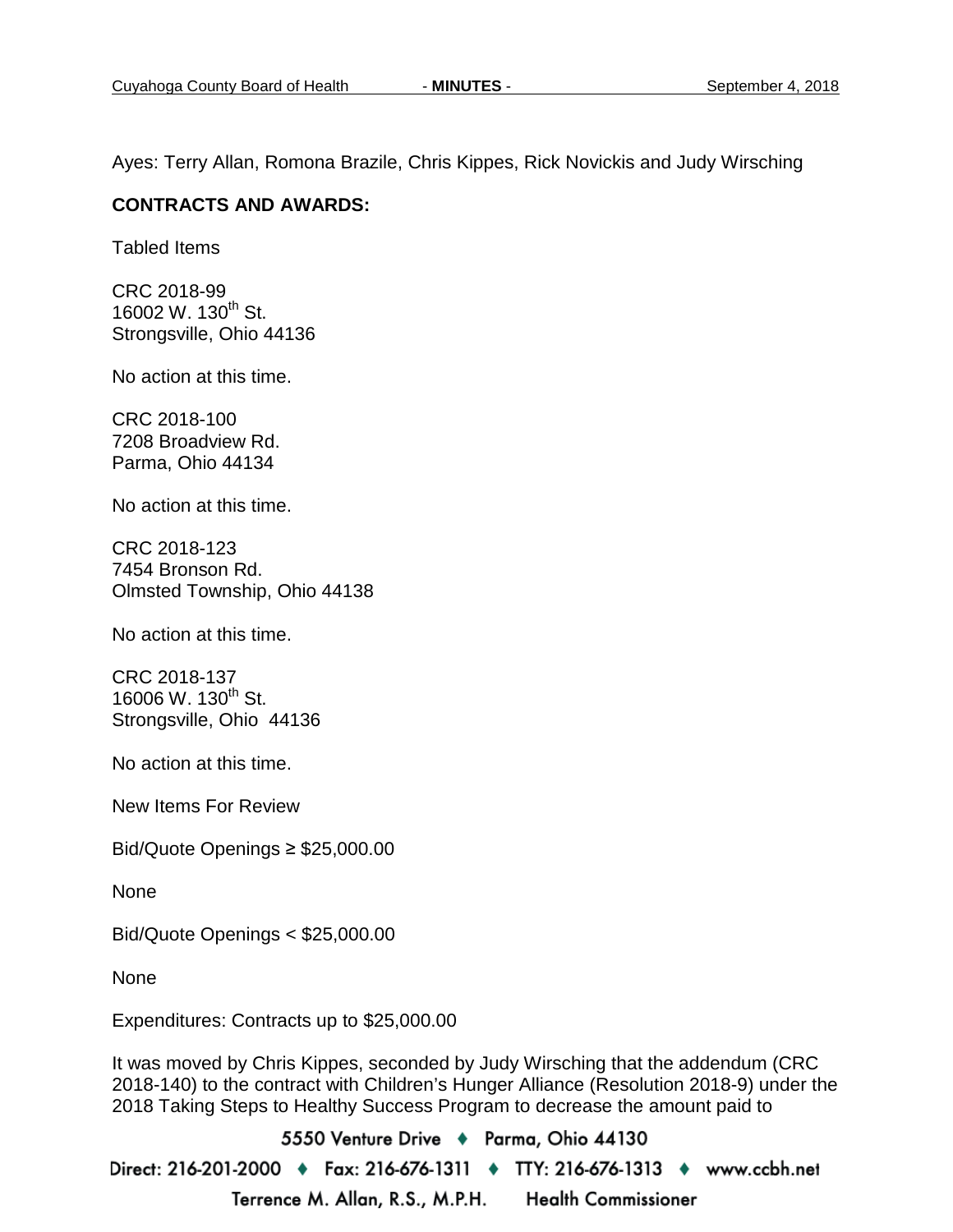Ayes: Terry Allan, Romona Brazile, Chris Kippes, Rick Novickis and Judy Wirsching

**CONTRACTS AND AWARDS:**

Tabled Items

CRC 2018-99
16002 W. 130th St.
Strongsville, Ohio 44136

No action at this time.

CRC 2018-100
7208 Broadview Rd.
Parma, Ohio 44134

No action at this time.

CRC 2018-123
7454 Bronson Rd.
Olmsted Township, Ohio 44138

No action at this time.

CRC 2018-137
16006 W. 130th St.
Strongsville, Ohio 44136

No action at this time.

New Items For Review

Bid/Quote Openings ≥ $25,000.00

None

Bid/Quote Openings < $25,000.00

None

Expenditures: Contracts up to $25,000.00

It was moved by Chris Kippes, seconded by Judy Wirsching that the addendum (CRC 2018-140) to the contract with Children's Hunger Alliance (Resolution 2018-9) under the 2018 Taking Steps to Healthy Success Program to decrease the amount paid to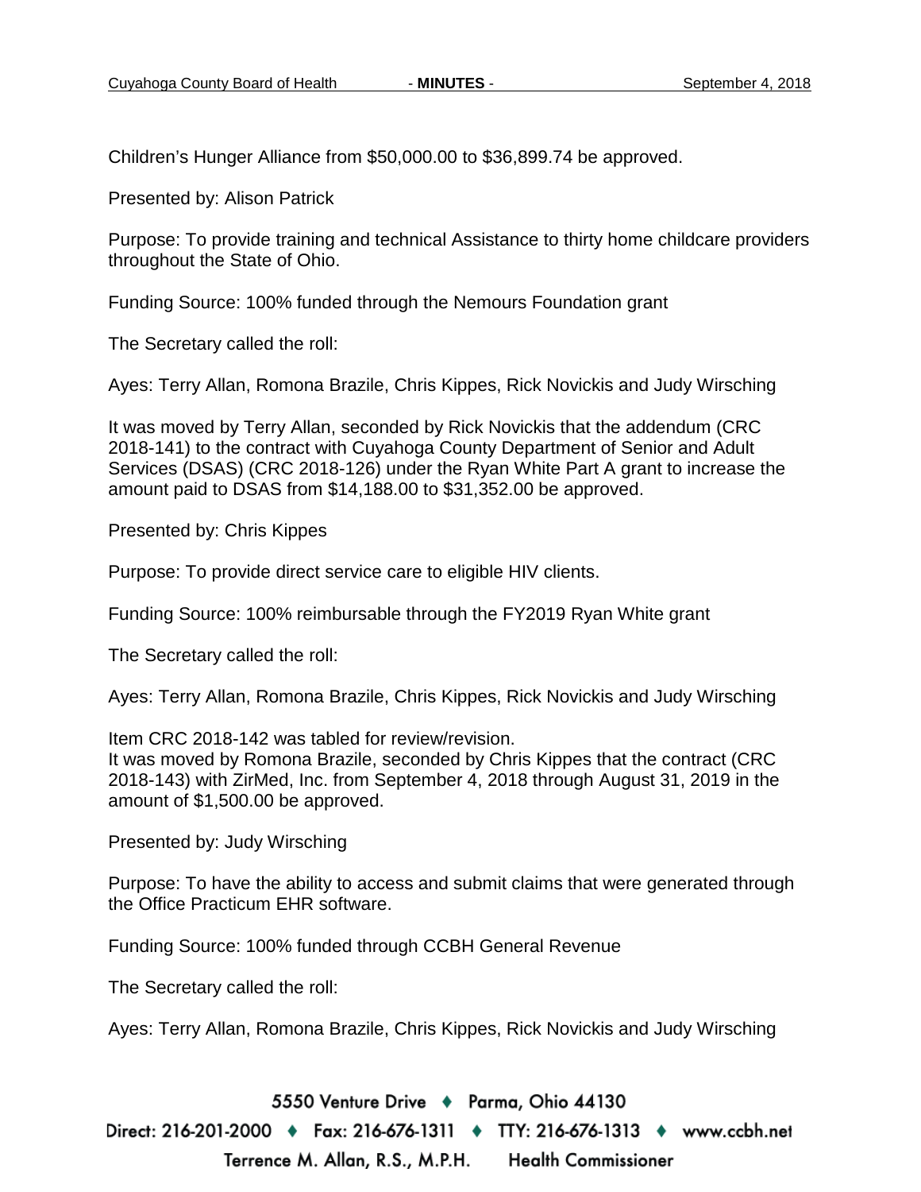Children's Hunger Alliance from $50,000.00 to $36,899.74 be approved.

Presented by: Alison Patrick

Purpose: To provide training and technical Assistance to thirty home childcare providers throughout the State of Ohio.

Funding Source: 100% funded through the Nemours Foundation grant

The Secretary called the roll:

Ayes: Terry Allan, Romona Brazile, Chris Kippes, Rick Novickis and Judy Wirsching

It was moved by Terry Allan, seconded by Rick Novickis that the addendum (CRC 2018-141) to the contract with Cuyahoga County Department of Senior and Adult Services (DSAS) (CRC 2018-126) under the Ryan White Part A grant to increase the amount paid to DSAS from $14,188.00 to $31,352.00 be approved.

Presented by: Chris Kippes

Purpose: To provide direct service care to eligible HIV clients.

Funding Source: 100% reimbursable through the FY2019 Ryan White grant

The Secretary called the roll:

Ayes: Terry Allan, Romona Brazile, Chris Kippes, Rick Novickis and Judy Wirsching

Item CRC 2018-142 was tabled for review/revision.
It was moved by Romona Brazile, seconded by Chris Kippes that the contract (CRC 2018-143) with ZirMed, Inc. from September 4, 2018 through August 31, 2019 in the amount of $1,500.00 be approved.

Presented by: Judy Wirsching

Purpose: To have the ability to access and submit claims that were generated through the Office Practicum EHR software.

Funding Source: 100% funded through CCBH General Revenue

The Secretary called the roll:

Ayes: Terry Allan, Romona Brazile, Chris Kippes, Rick Novickis and Judy Wirsching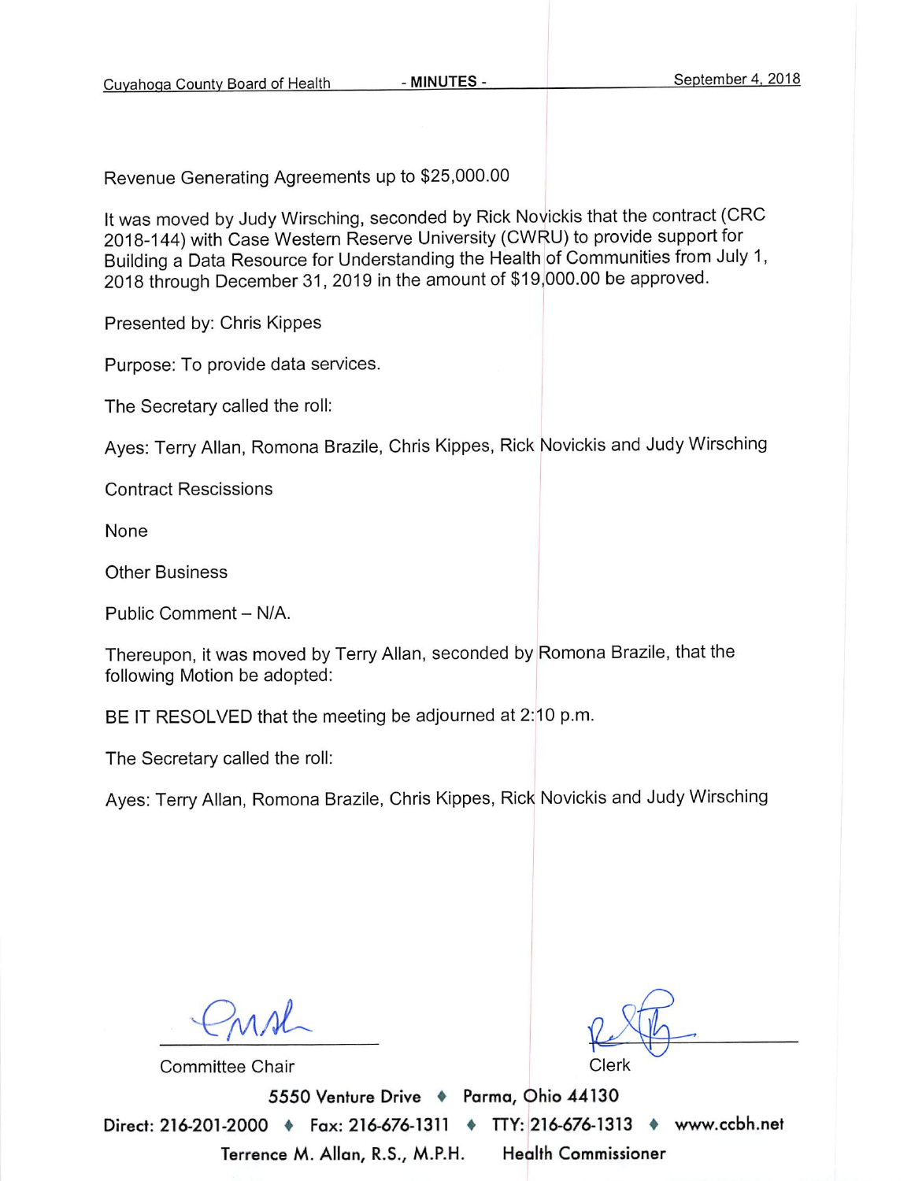Revenue Generating Agreements up to $25,000.00

It was moved by Judy Wirsching, seconded by Rick Novickis that the contract (CRC 2018-144) with Case Western Reserve University (CWRU) to provide support for Building a Data Resource for Understanding the Health of Communities from July 1, 2018 through December 31, 2019 in the amount of $19,000.00 be approved.

Presented by: Chris Kippes

Purpose: To provide data services.

The Secretary called the roll:

Ayes: Terry Allan, Romona Brazile, Chris Kippes, Rick Novickis and Judy Wirsching

Contract Rescissions

None

Other Business

Public Comment – N/A.

Thereupon, it was moved by Terry Allan, seconded by Romona Brazile, that the following Motion be adopted:

BE IT RESOLVED that the meeting be adjourned at 2:10 p.m.

The Secretary called the roll:

Ayes: Terry Allan, Romona Brazile, Chris Kippes, Rick Novickis and Judy Wirsching

Committee Chair

Clerk

5550 Venture Drive ♦ Parma, Ohio 44130

Direct: 216-201-2000 ♦ Fax: 216-676-1311 ♦ TTY: 216-676-1313 ♦ www.ccbh.net

Terrence M. Allan, R.S., M.P.H. Health Commissioner